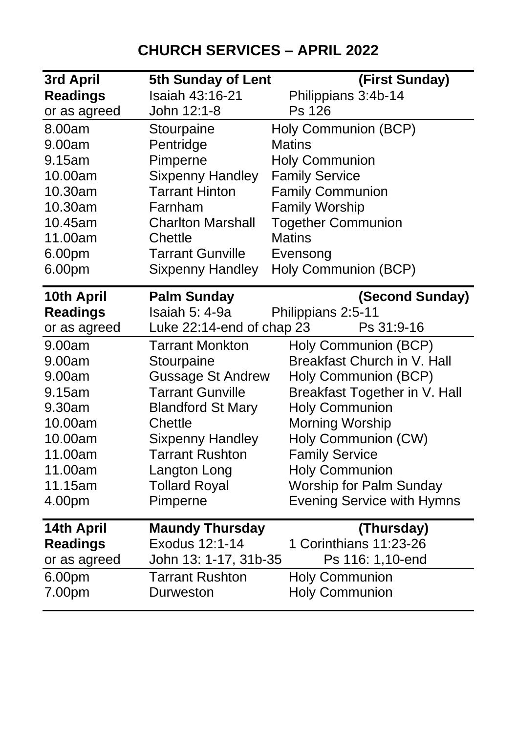# CHURCH SERVICES – APRIL 2022

| | | |
|---|---|---|
| **3rd April** | **5th Sunday of Lent** | **(First Sunday)** |
| **Readings** | Isaiah 43:16-21 | Philippians 3:4b-14 |
| or as agreed | John 12:1-8 | Ps 126 |
| 8.00am | Stourpaine | Holy Communion (BCP) |
| 9.00am | Pentridge | Matins |
| 9.15am | Pimperne | Holy Communion |
| 10.00am | Sixpenny Handley | Family Service |
| 10.30am | Tarrant Hinton | Family Communion |
| 10.30am | Farnham | Family Worship |
| 10.45am | Charlton Marshall | Together Communion |
| 11.00am | Chettle | Matins |
| 6.00pm | Tarrant Gunville | Evensong |
| 6.00pm | Sixpenny Handley | Holy Communion (BCP) |
| **10th April** | **Palm Sunday** | **(Second Sunday)** |
| **Readings** | Isaiah 5: 4-9a | Philippians 2:5-11 |
| or as agreed | Luke 22:14-end of chap 23 | Ps 31:9-16 |
| 9.00am | Tarrant Monkton | Holy Communion (BCP) |
| 9.00am | Stourpaine | Breakfast Church in V. Hall |
| 9.00am | Gussage St Andrew | Holy Communion (BCP) |
| 9.15am | Tarrant Gunville | Breakfast Together in V. Hall |
| 9.30am | Blandford St Mary | Holy Communion |
| 10.00am | Chettle | Morning Worship |
| 10.00am | Sixpenny Handley | Holy Communion (CW) |
| 11.00am | Tarrant Rushton | Family Service |
| 11.00am | Langton Long | Holy Communion |
| 11.15am | Tollard Royal | Worship for Palm Sunday |
| 4.00pm | Pimperne | Evening Service with Hymns |
| **14th April** | **Maundy Thursday** | **(Thursday)** |
| **Readings** | Exodus 12:1-14 | 1 Corinthians 11:23-26 |
| or as agreed | John 13: 1-17, 31b-35 | Ps 116: 1,10-end |
| 6.00pm | Tarrant Rushton | Holy Communion |
| 7.00pm | Durweston | Holy Communion |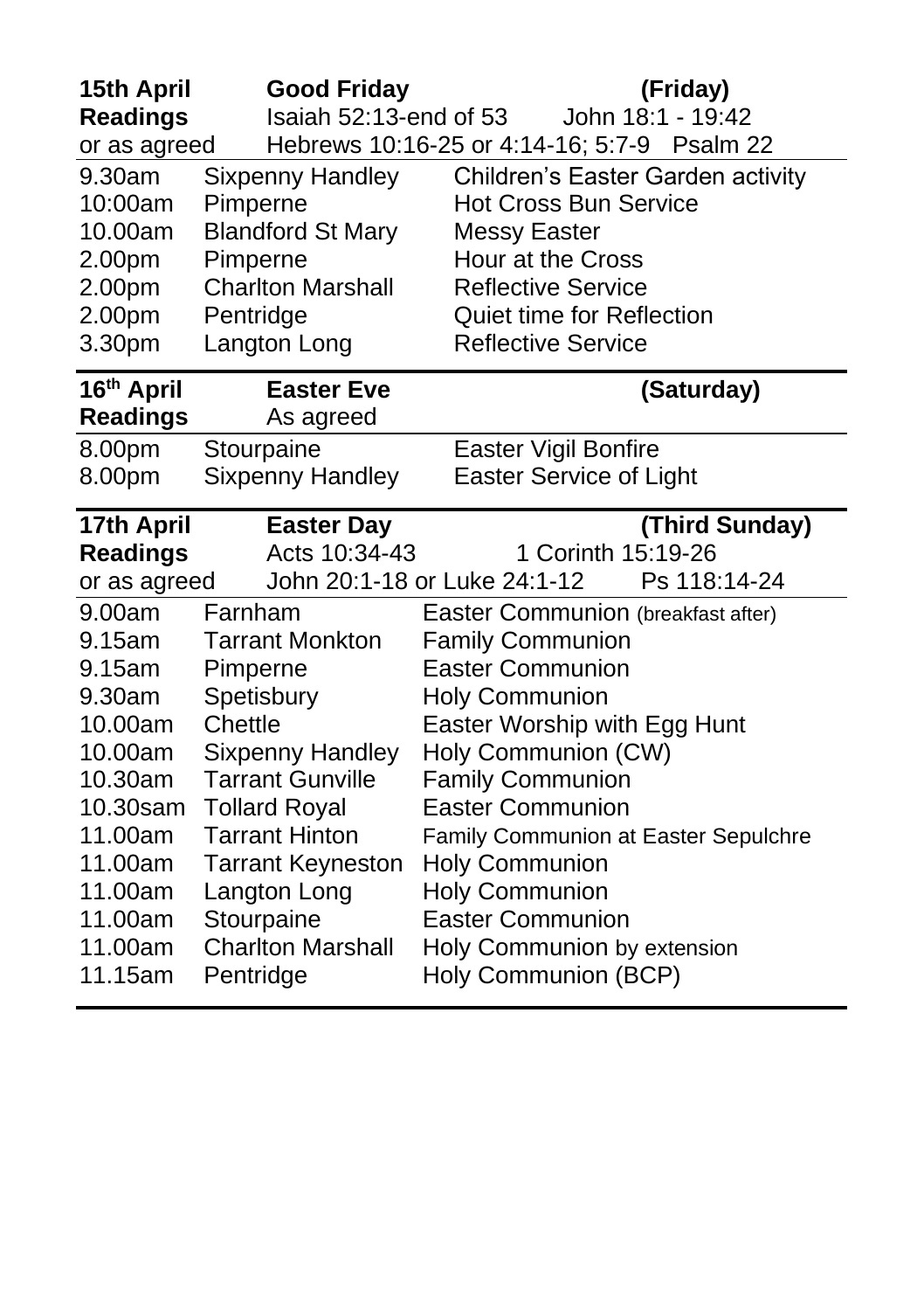**15th April** **Good Friday** **(Friday)**
**Readings** Isaiah 52:13-end of 53 John 18:1 - 19:42
or as agreed Hebrews 10:16-25 or 4:14-16; 5:7-9 Psalm 22

| | | |
|---|---|---|
| 9.30am | Sixpenny Handley | Children's Easter Garden activity |
| 10:00am | Pimperne | Hot Cross Bun Service |
| 10.00am | Blandford St Mary | Messy Easter |
| 2.00pm | Pimperne | Hour at the Cross |
| 2.00pm | Charlton Marshall | Reflective Service |
| 2.00pm | Pentridge | Quiet time for Reflection |
| 3.30pm | Langton Long | Reflective Service |

**16th April** **Easter Eve** **(Saturday)**
**Readings** As agreed

| | | |
|---|---|---|
| 8.00pm | Stourpaine | Easter Vigil Bonfire |
| 8.00pm | Sixpenny Handley | Easter Service of Light |

**17th April** **Easter Day** **(Third Sunday)**
**Readings** Acts 10:34-43 1 Corinth 15:19-26
or as agreed John 20:1-18 or Luke 24:1-12 Ps 118:14-24

| | | |
|---|---|---|
| 9.00am | Farnham | Easter Communion (breakfast after) |
| 9.15am | Tarrant Monkton | Family Communion |
| 9.15am | Pimperne | Easter Communion |
| 9.30am | Spetisbury | Holy Communion |
| 10.00am | Chettle | Easter Worship with Egg Hunt |
| 10.00am | Sixpenny Handley | Holy Communion (CW) |
| 10.30am | Tarrant Gunville | Family Communion |
| 10.30sam | Tollard Royal | Easter Communion |
| 11.00am | Tarrant Hinton | Family Communion at Easter Sepulchre |
| 11.00am | Tarrant Keyneston | Holy Communion |
| 11.00am | Langton Long | Holy Communion |
| 11.00am | Stourpaine | Easter Communion |
| 11.00am | Charlton Marshall | Holy Communion by extension |
| 11.15am | Pentridge | Holy Communion (BCP) |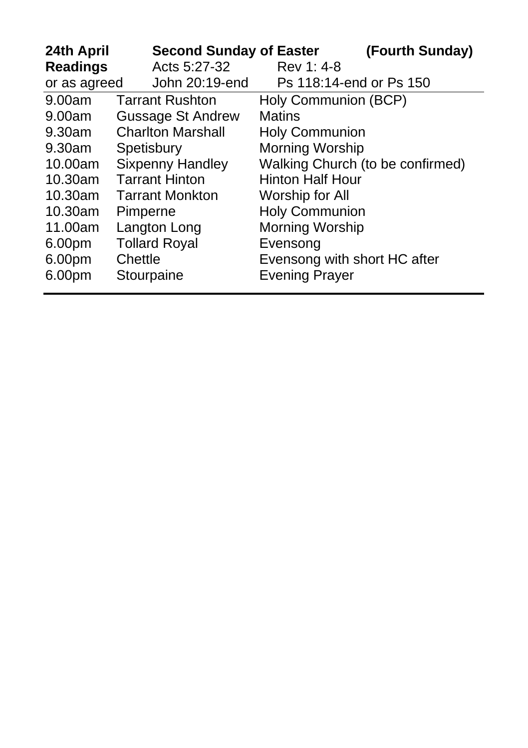**24th April** **Second Sunday of Easter** **(Fourth Sunday)**

**Readings** Acts 5:27-32 Rev 1: 4-8

or as agreed John 20:19-end Ps 118:14-end or Ps 150

| | | |
|---|---|---|
| 9.00am | Tarrant Rushton | Holy Communion (BCP) |
| 9.00am | Gussage St Andrew | Matins |
| 9.30am | Charlton Marshall | Holy Communion |
| 9.30am | Spetisbury | Morning Worship |
| 10.00am | Sixpenny Handley | Walking Church (to be confirmed) |
| 10.30am | Tarrant Hinton | Hinton Half Hour |
| 10.30am | Tarrant Monkton | Worship for All |
| 10.30am | Pimperne | Holy Communion |
| 11.00am | Langton Long | Morning Worship |
| 6.00pm | Tollard Royal | Evensong |
| 6.00pm | Chettle | Evensong with short HC after |
| 6.00pm | Stourpaine | Evening Prayer |